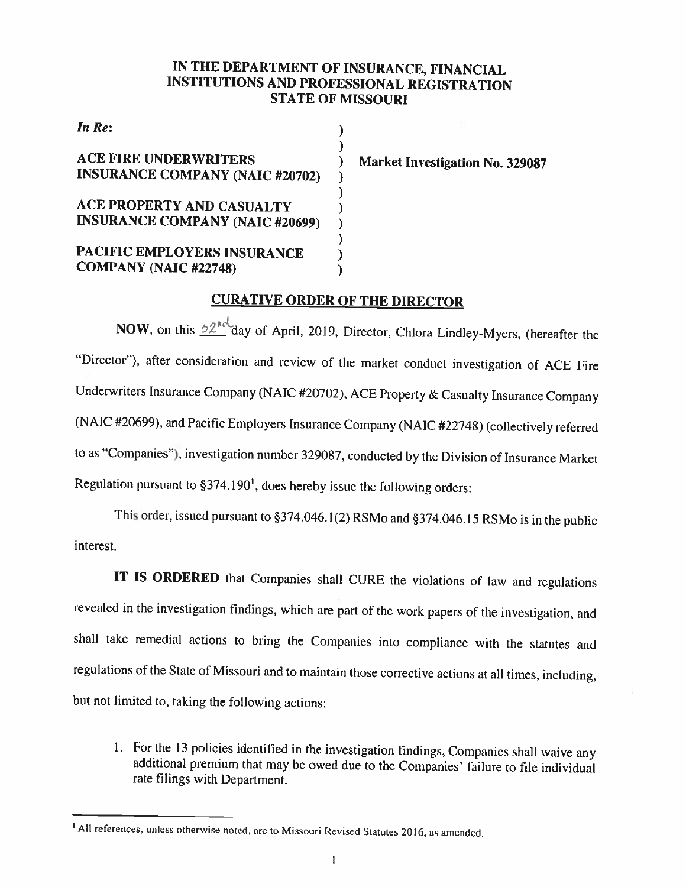**IN THE DEPARTMENT OF INSURANCE, FINANCIAL INSTITUTIONS AND PROFESSIONAL REGISTRATION STATE OF MISSOURI**

*In Re*:

**ACE FIRE UNDERWRITERS INSURANCE COMPANY (NAIC #20702)**

**ACE PROPERTY AND CASUALTY INSURANCE COMPANY (NAIC #20699)**

**PACIFIC EMPLOYERS INSURANCE COMPANY (NAIC #22748)**

**Market Investigation No. 329087**

## CURATIVE ORDER OF THE DIRECTOR

**NOW**, on this 02nd day of April, 2019, Director, Chlora Lindley-Myers, (hereafter the "Director"), after consideration and review of the market conduct investigation of ACE Fire Underwriters Insurance Company (NAIC #20702), ACE Property & Casualty Insurance Company (NAIC #20699), and Pacific Employers Insurance Company (NAIC #22748) (collectively referred to as "Companies"), investigation number 329087, conducted by the Division of Insurance Market Regulation pursuant to §374.190[1], does hereby issue the following orders:

This order, issued pursuant to §374.046.1(2) RSMo and §374.046.15 RSMo is in the public interest.

**IT IS ORDERED** that Companies shall CURE the violations of law and regulations revealed in the investigation findings, which are part of the work papers of the investigation, and shall take remedial actions to bring the Companies into compliance with the statutes and regulations of the State of Missouri and to maintain those corrective actions at all times, including, but not limited to, taking the following actions:

1. For the 13 policies identified in the investigation findings, Companies shall waive any additional premium that may be owed due to the Companies' failure to file individual rate filings with Department.

---

[1] All references, unless otherwise noted, are to Missouri Revised Statutes 2016, as amended.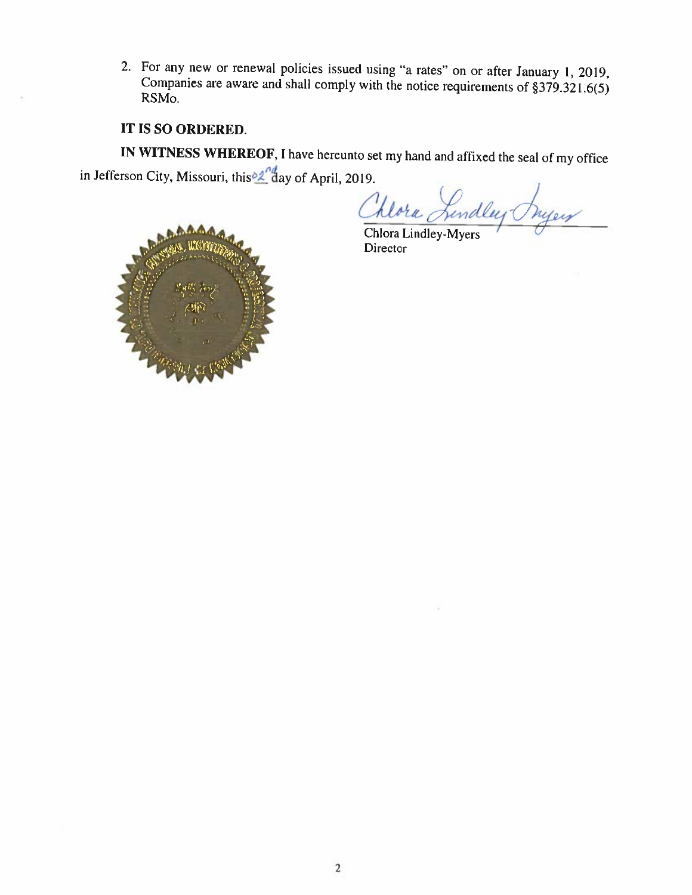2. For any new or renewal policies issued using "a rates" on or after January 1, 2019, Companies are aware and shall comply with the notice requirements of §379.321.6(5) RSMo.

**IT IS SO ORDERED.**

**IN WITNESS WHEREOF**, I have hereunto set my hand and affixed the seal of my office in Jefferson City, Missouri, this 02nd day of April, 2019.

Chlora Lindley-Myers
Director